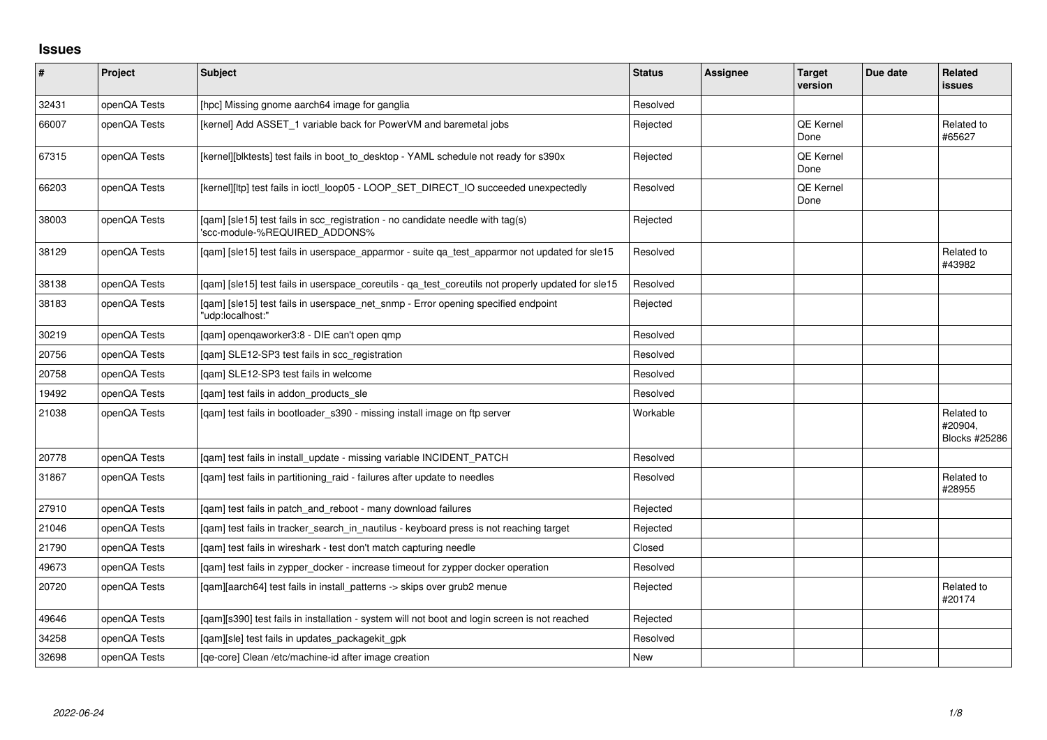## Issues

| # | Project | Subject | Status | Assignee | Target version | Due date | Related issues |
|---|---|---|---|---|---|---|---|
| 32431 | openQA Tests | [hpc] Missing gnome aarch64 image for ganglia | Resolved | | | | |
| 66007 | openQA Tests | [kernel] Add ASSET_1 variable back for PowerVM and baremetal jobs | Rejected | | QE Kernel Done | | Related to #65627 |
| 67315 | openQA Tests | [kernel][blktests] test fails in boot_to_desktop - YAML schedule not ready for s390x | Rejected | | QE Kernel Done | | |
| 66203 | openQA Tests | [kernel][ltp] test fails in ioctl_loop05 - LOOP_SET_DIRECT_IO succeeded unexpectedly | Resolved | | QE Kernel Done | | |
| 38003 | openQA Tests | [qam] [sle15] test fails in scc_registration - no candidate needle with tag(s) 'scc-module-%REQUIRED_ADDONS% | Rejected | | | | |
| 38129 | openQA Tests | [qam] [sle15] test fails in userspace_apparmor - suite qa_test_apparmor not updated for sle15 | Resolved | | | | Related to #43982 |
| 38138 | openQA Tests | [qam] [sle15] test fails in userspace_coreutils - qa_test_coreutils not properly updated for sle15 | Resolved | | | | |
| 38183 | openQA Tests | [qam] [sle15] test fails in userspace_net_snmp - Error opening specified endpoint "udp:localhost:" | Rejected | | | | |
| 30219 | openQA Tests | [qam] openqaworker3:8 - DIE can't open qmp | Resolved | | | | |
| 20756 | openQA Tests | [qam] SLE12-SP3 test fails in scc_registration | Resolved | | | | |
| 20758 | openQA Tests | [qam] SLE12-SP3 test fails in welcome | Resolved | | | | |
| 19492 | openQA Tests | [qam] test fails in addon_products_sle | Resolved | | | | |
| 21038 | openQA Tests | [qam] test fails in bootloader_s390 - missing install image on ftp server | Workable | | | | Related to #20904, Blocks #25286 |
| 20778 | openQA Tests | [qam] test fails in install_update - missing variable INCIDENT_PATCH | Resolved | | | | |
| 31867 | openQA Tests | [qam] test fails in partitioning_raid - failures after update to needles | Resolved | | | | Related to #28955 |
| 27910 | openQA Tests | [qam] test fails in patch_and_reboot - many download failures | Rejected | | | | |
| 21046 | openQA Tests | [qam] test fails in tracker_search_in_nautilus - keyboard press is not reaching target | Rejected | | | | |
| 21790 | openQA Tests | [qam] test fails in wireshark - test don't match capturing needle | Closed | | | | |
| 49673 | openQA Tests | [qam] test fails in zypper_docker - increase timeout for zypper docker operation | Resolved | | | | |
| 20720 | openQA Tests | [qam][aarch64] test fails in install_patterns -> skips over grub2 menue | Rejected | | | | Related to #20174 |
| 49646 | openQA Tests | [qam][s390] test fails in installation - system will not boot and login screen is not reached | Rejected | | | | |
| 34258 | openQA Tests | [qam][sle] test fails in updates_packagekit_gpk | Resolved | | | | |
| 32698 | openQA Tests | [qe-core] Clean /etc/machine-id after image creation | New | | | | |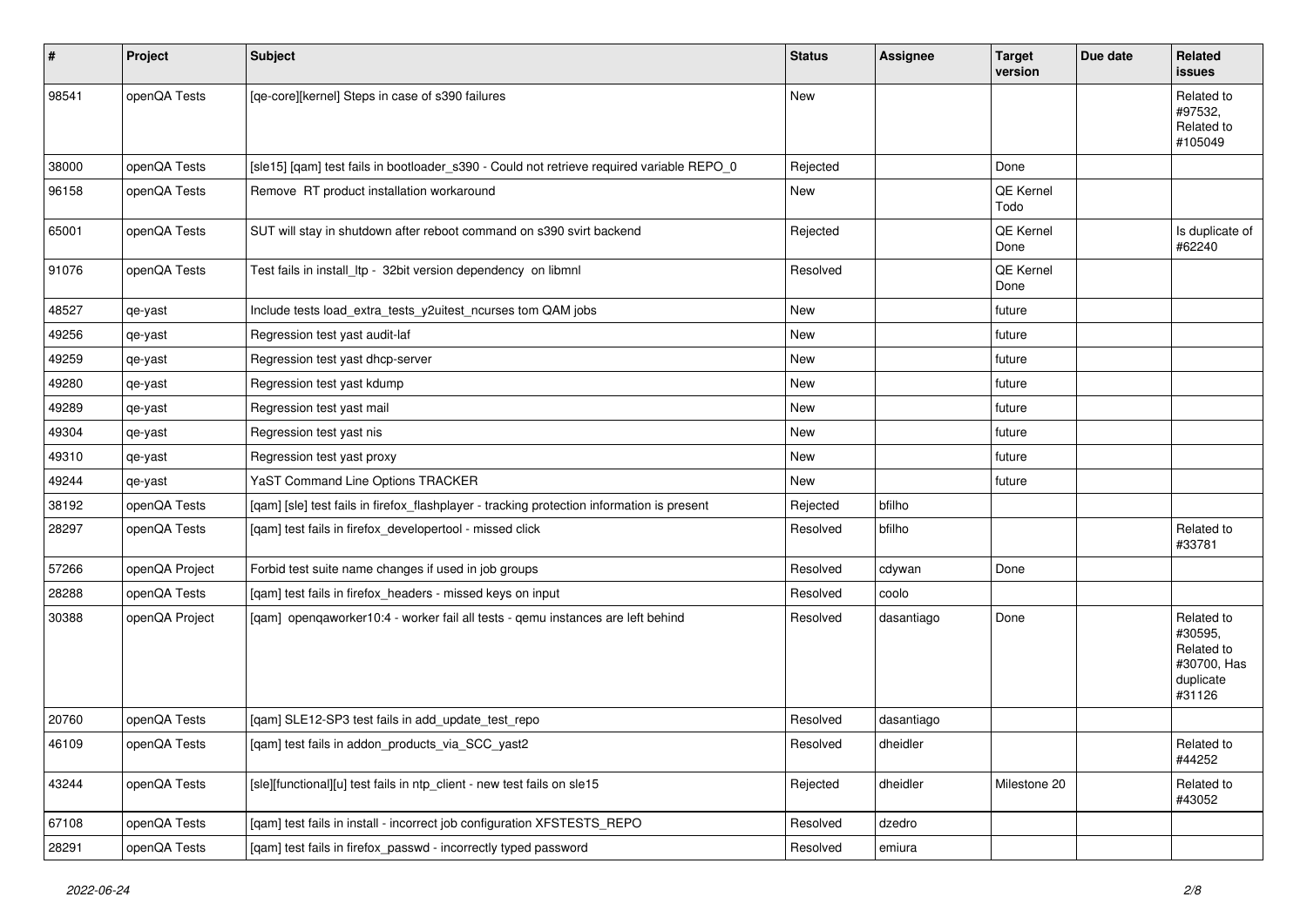| # | Project | Subject | Status | Assignee | Target version | Due date | Related issues |
|---|---|---|---|---|---|---|---|
| 98541 | openQA Tests | [qe-core][kernel] Steps in case of s390 failures | New | | | | Related to #97532, Related to #105049 |
| 38000 | openQA Tests | [sle15] [qam] test fails in bootloader_s390 - Could not retrieve required variable REPO_0 | Rejected | | Done | | |
| 96158 | openQA Tests | Remove RT product installation workaround | New | | QE Kernel Todo | | |
| 65001 | openQA Tests | SUT will stay in shutdown after reboot command on s390 svirt backend | Rejected | | QE Kernel Done | | Is duplicate of #62240 |
| 91076 | openQA Tests | Test fails in install_ltp - 32bit version dependency on libmnl | Resolved | | QE Kernel Done | | |
| 48527 | qe-yast | Include tests load_extra_tests_y2uitest_ncurses tom QAM jobs | New | | future | | |
| 49256 | qe-yast | Regression test yast audit-laf | New | | future | | |
| 49259 | qe-yast | Regression test yast dhcp-server | New | | future | | |
| 49280 | qe-yast | Regression test yast kdump | New | | future | | |
| 49289 | qe-yast | Regression test yast mail | New | | future | | |
| 49304 | qe-yast | Regression test yast nis | New | | future | | |
| 49310 | qe-yast | Regression test yast proxy | New | | future | | |
| 49244 | qe-yast | YaST Command Line Options TRACKER | New | | future | | |
| 38192 | openQA Tests | [qam] [sle] test fails in firefox_flashplayer - tracking protection information is present | Rejected | bfilho | | | |
| 28297 | openQA Tests | [qam] test fails in firefox_developertool - missed click | Resolved | bfilho | | | Related to #33781 |
| 57266 | openQA Project | Forbid test suite name changes if used in job groups | Resolved | cdywan | Done | | |
| 28288 | openQA Tests | [qam] test fails in firefox_headers - missed keys on input | Resolved | coolo | | | |
| 30388 | openQA Project | [qam] openqaworker10:4 - worker fail all tests - qemu instances are left behind | Resolved | dasantiago | Done | | Related to #30595, Related to #30700, Has duplicate #31126 |
| 20760 | openQA Tests | [qam] SLE12-SP3 test fails in add_update_test_repo | Resolved | dasantiago | | | |
| 46109 | openQA Tests | [qam] test fails in addon_products_via_SCC_yast2 | Resolved | dheidler | | | Related to #44252 |
| 43244 | openQA Tests | [sle][functional][u] test fails in ntp_client - new test fails on sle15 | Rejected | dheidler | Milestone 20 | | Related to #43052 |
| 67108 | openQA Tests | [qam] test fails in install - incorrect job configuration XFSTESTS_REPO | Resolved | dzedro | | | |
| 28291 | openQA Tests | [qam] test fails in firefox_passwd - incorrectly typed password | Resolved | emiura | | | |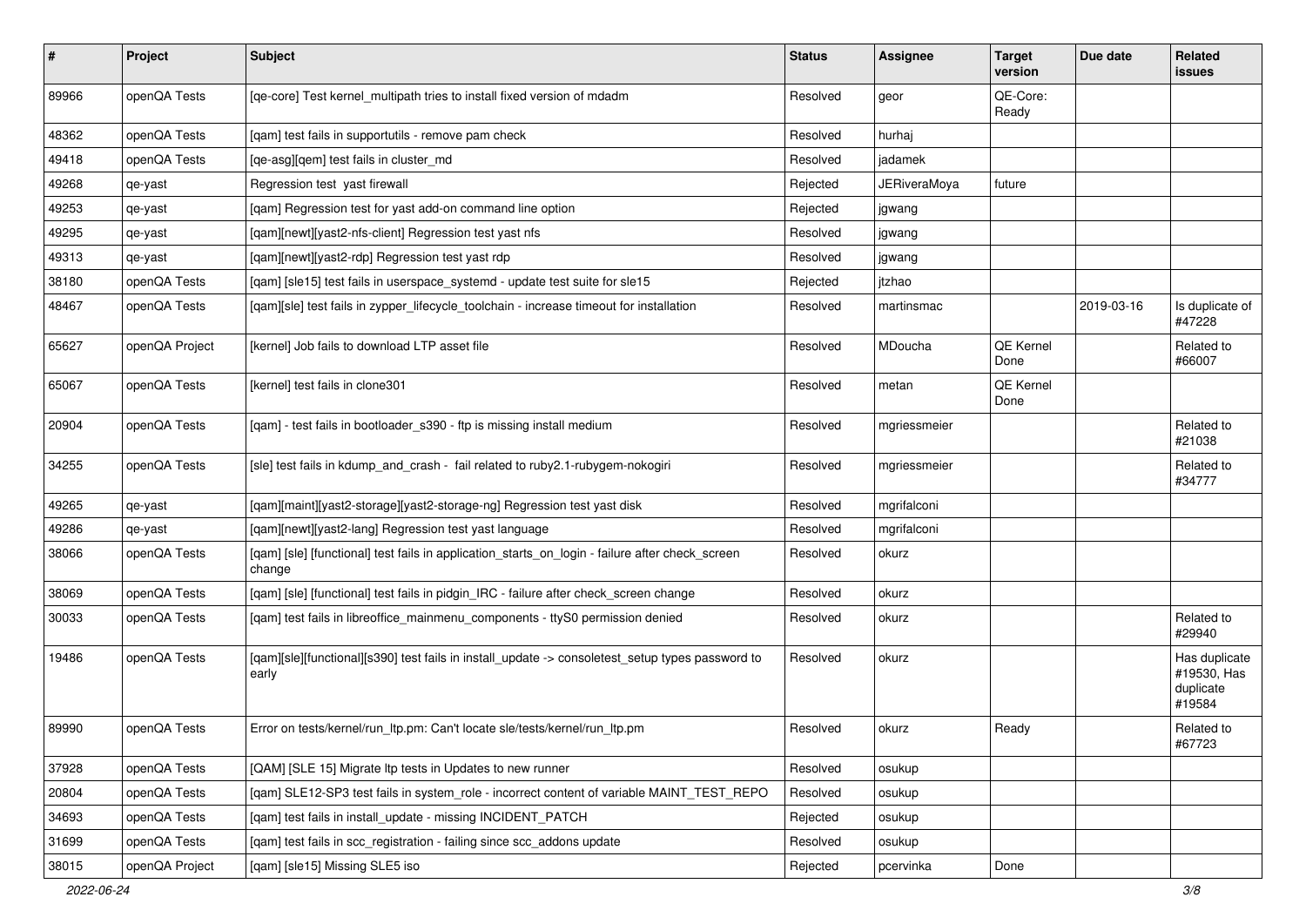| # | Project | Subject | Status | Assignee | Target version | Due date | Related issues |
|---|---|---|---|---|---|---|---|
| 89966 | openQA Tests | [qe-core] Test kernel_multipath tries to install fixed version of mdadm | Resolved | geor | QE-Core: Ready | | |
| 48362 | openQA Tests | [qam] test fails in supportutils - remove pam check | Resolved | hurhaj | | | |
| 49418 | openQA Tests | [qe-asg][qem] test fails in cluster_md | Resolved | jadamek | | | |
| 49268 | qe-yast | Regression test yast firewall | Rejected | JERiveraMoya | future | | |
| 49253 | qe-yast | [qam] Regression test for yast add-on command line option | Rejected | jgwang | | | |
| 49295 | qe-yast | [qam][newt][yast2-nfs-client] Regression test yast nfs | Resolved | jgwang | | | |
| 49313 | qe-yast | [qam][newt][yast2-rdp] Regression test yast rdp | Resolved | jgwang | | | |
| 38180 | openQA Tests | [qam] [sle15] test fails in userspace_systemd - update test suite for sle15 | Rejected | jtzhao | | | |
| 48467 | openQA Tests | [qam][sle] test fails in zypper_lifecycle_toolchain - increase timeout for installation | Resolved | martinsmac | | 2019-03-16 | Is duplicate of #47228 |
| 65627 | openQA Project | [kernel] Job fails to download LTP asset file | Resolved | MDoucha | QE Kernel Done | | Related to #66007 |
| 65067 | openQA Tests | [kernel] test fails in clone301 | Resolved | metan | QE Kernel Done | | |
| 20904 | openQA Tests | [qam] - test fails in bootloader_s390 - ftp is missing install medium | Resolved | mgriessmeier | | | Related to #21038 |
| 34255 | openQA Tests | [sle] test fails in kdump_and_crash - fail related to ruby2.1-rubygem-nokogiri | Resolved | mgriessmeier | | | Related to #34777 |
| 49265 | qe-yast | [qam][maint][yast2-storage][yast2-storage-ng] Regression test yast disk | Resolved | mgrifalconi | | | |
| 49286 | qe-yast | [qam][newt][yast2-lang] Regression test yast language | Resolved | mgrifalconi | | | |
| 38066 | openQA Tests | [qam] [sle] [functional] test fails in application_starts_on_login - failure after check_screen change | Resolved | okurz | | | |
| 38069 | openQA Tests | [qam] [sle] [functional] test fails in pidgin_IRC - failure after check_screen change | Resolved | okurz | | | |
| 30033 | openQA Tests | [qam] test fails in libreoffice_mainmenu_components - ttyS0 permission denied | Resolved | okurz | | | Related to #29940 |
| 19486 | openQA Tests | [qam][sle][functional][s390] test fails in install_update -> consoletest_setup types password to early | Resolved | okurz | | | Has duplicate #19530, Has duplicate #19584 |
| 89990 | openQA Tests | Error on tests/kernel/run_ltp.pm: Can't locate sle/tests/kernel/run_ltp.pm | Resolved | okurz | Ready | | Related to #67723 |
| 37928 | openQA Tests | [QAM] [SLE 15] Migrate ltp tests in Updates to new runner | Resolved | osukup | | | |
| 20804 | openQA Tests | [qam] SLE12-SP3 test fails in system_role - incorrect content of variable MAINT_TEST_REPO | Resolved | osukup | | | |
| 34693 | openQA Tests | [qam] test fails in install_update - missing INCIDENT_PATCH | Rejected | osukup | | | |
| 31699 | openQA Tests | [qam] test fails in scc_registration - failing since scc_addons update | Resolved | osukup | | | |
| 38015 | openQA Project | [qam] [sle15] Missing SLE5 iso | Rejected | pcervinka | Done | | |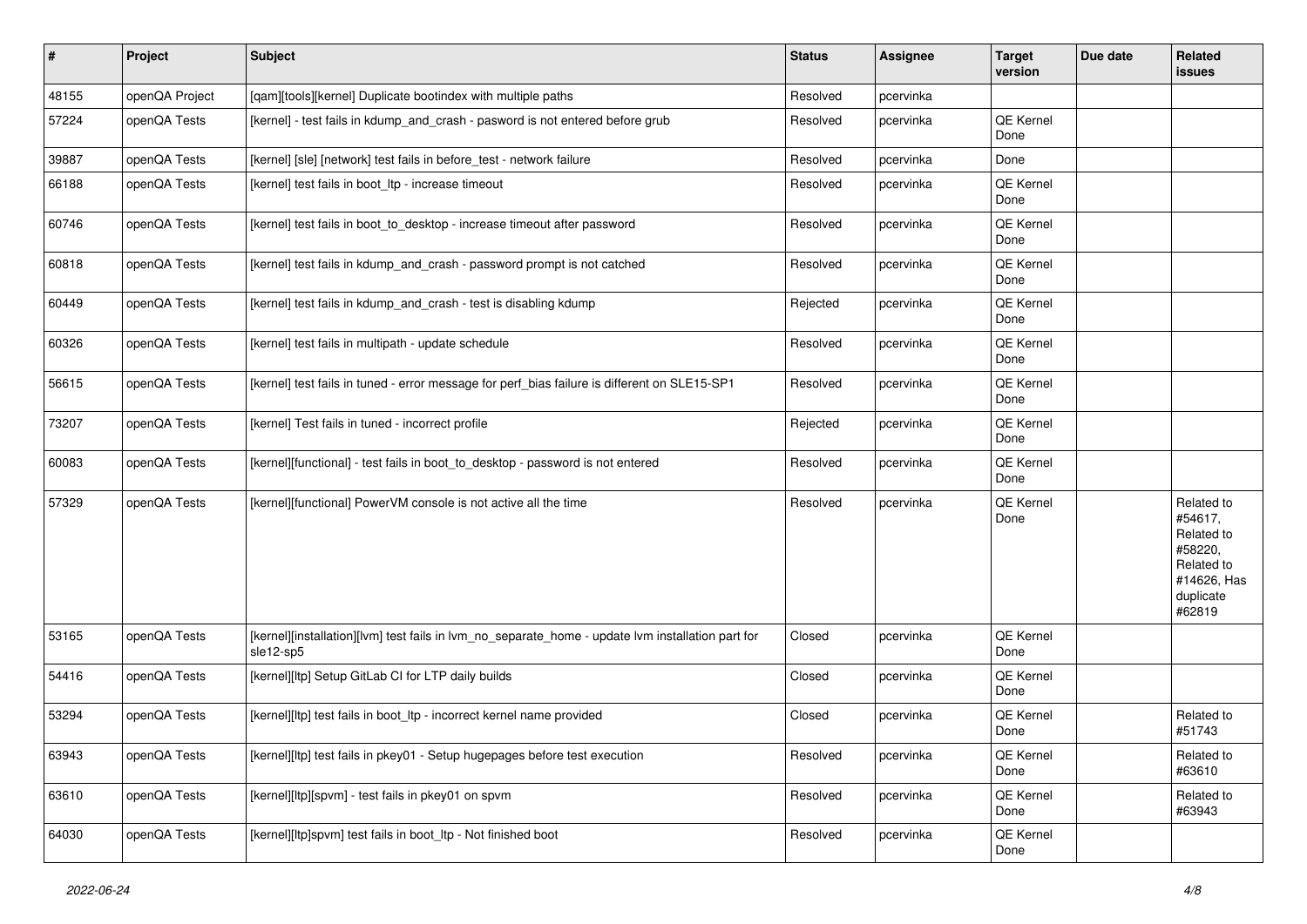| # | Project | Subject | Status | Assignee | Target version | Due date | Related issues |
|---|---|---|---|---|---|---|---|
| 48155 | openQA Project | [qam][tools][kernel] Duplicate bootindex with multiple paths | Resolved | pcervinka | | | |
| 57224 | openQA Tests | [kernel] - test fails in kdump_and_crash - pasword is not entered before grub | Resolved | pcervinka | QE Kernel Done | | |
| 39887 | openQA Tests | [kernel] [sle] [network] test fails in before_test - network failure | Resolved | pcervinka | Done | | |
| 66188 | openQA Tests | [kernel] test fails in boot_ltp - increase timeout | Resolved | pcervinka | QE Kernel Done | | |
| 60746 | openQA Tests | [kernel] test fails in boot_to_desktop - increase timeout after password | Resolved | pcervinka | QE Kernel Done | | |
| 60818 | openQA Tests | [kernel] test fails in kdump_and_crash - password prompt is not catched | Resolved | pcervinka | QE Kernel Done | | |
| 60449 | openQA Tests | [kernel] test fails in kdump_and_crash - test is disabling kdump | Rejected | pcervinka | QE Kernel Done | | |
| 60326 | openQA Tests | [kernel] test fails in multipath - update schedule | Resolved | pcervinka | QE Kernel Done | | |
| 56615 | openQA Tests | [kernel] test fails in tuned - error message for perf_bias failure is different on SLE15-SP1 | Resolved | pcervinka | QE Kernel Done | | |
| 73207 | openQA Tests | [kernel] Test fails in tuned - incorrect profile | Rejected | pcervinka | QE Kernel Done | | |
| 60083 | openQA Tests | [kernel][functional] - test fails in boot_to_desktop - password is not entered | Resolved | pcervinka | QE Kernel Done | | |
| 57329 | openQA Tests | [kernel][functional] PowerVM console is not active all the time | Resolved | pcervinka | QE Kernel Done | | Related to #54617, Related to #58220, Related to #14626, Has duplicate #62819 |
| 53165 | openQA Tests | [kernel][installation][lvm] test fails in lvm_no_separate_home - update lvm installation part for sle12-sp5 | Closed | pcervinka | QE Kernel Done | | |
| 54416 | openQA Tests | [kernel][ltp] Setup GitLab CI for LTP daily builds | Closed | pcervinka | QE Kernel Done | | |
| 53294 | openQA Tests | [kernel][ltp] test fails in boot_ltp - incorrect kernel name provided | Closed | pcervinka | QE Kernel Done | | Related to #51743 |
| 63943 | openQA Tests | [kernel][ltp] test fails in pkey01 - Setup hugepages before test execution | Resolved | pcervinka | QE Kernel Done | | Related to #63610 |
| 63610 | openQA Tests | [kernel][ltp][spvm] - test fails in pkey01 on spvm | Resolved | pcervinka | QE Kernel Done | | Related to #63943 |
| 64030 | openQA Tests | [kernel][ltp]spvm] test fails in boot_ltp - Not finished boot | Resolved | pcervinka | QE Kernel Done | | |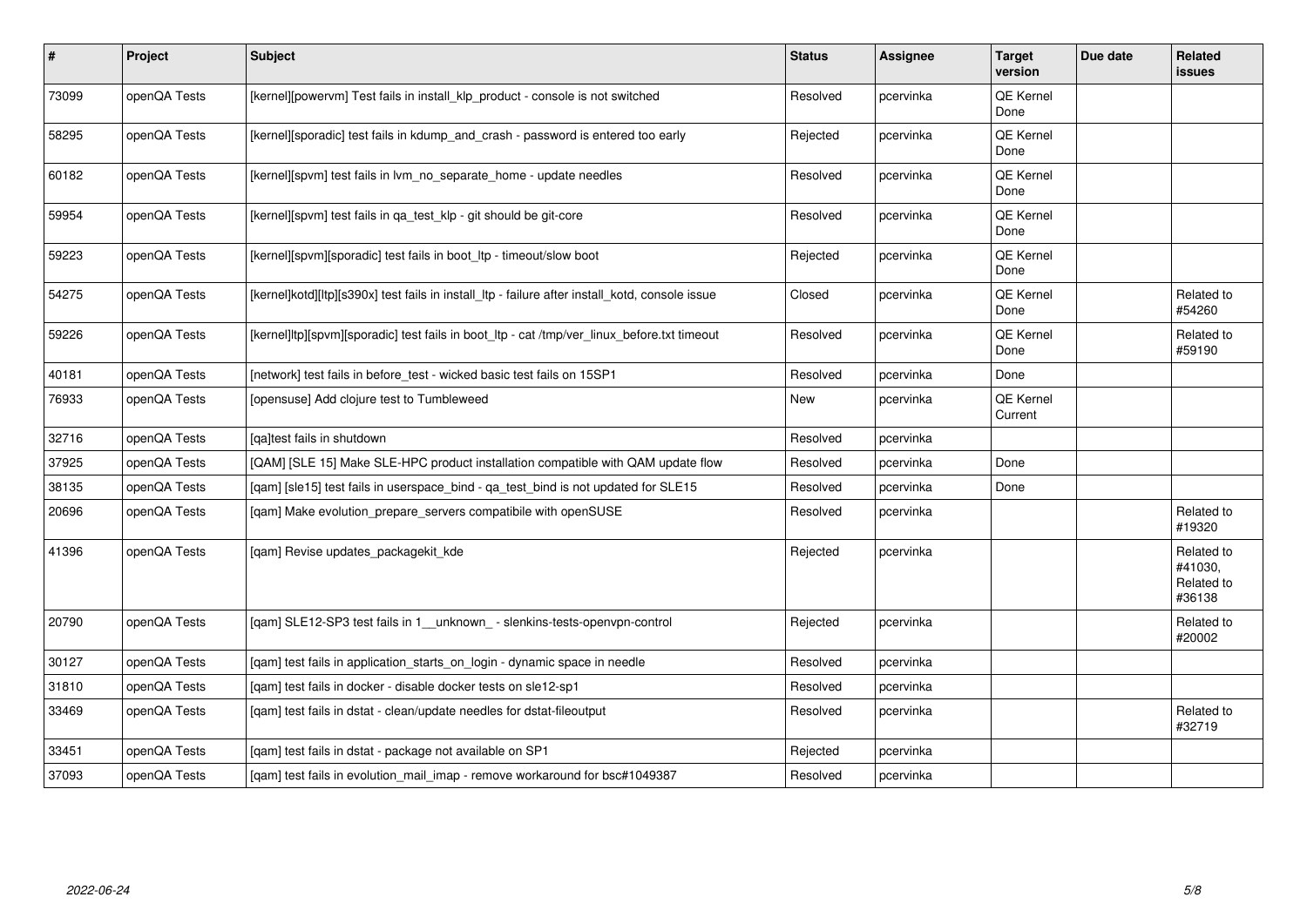| # | Project | Subject | Status | Assignee | Target version | Due date | Related issues |
|---|---|---|---|---|---|---|---|
| 73099 | openQA Tests | [kernel][powervm] Test fails in install_klp_product - console is not switched | Resolved | pcervinka | QE Kernel Done | | |
| 58295 | openQA Tests | [kernel][sporadic] test fails in kdump_and_crash - password is entered too early | Rejected | pcervinka | QE Kernel Done | | |
| 60182 | openQA Tests | [kernel][spvm] test fails in lvm_no_separate_home - update needles | Resolved | pcervinka | QE Kernel Done | | |
| 59954 | openQA Tests | [kernel][spvm] test fails in qa_test_klp - git should be git-core | Resolved | pcervinka | QE Kernel Done | | |
| 59223 | openQA Tests | [kernel][spvm][sporadic] test fails in boot_ltp - timeout/slow boot | Rejected | pcervinka | QE Kernel Done | | |
| 54275 | openQA Tests | [kernel]kotd][ltp][s390x] test fails in install_ltp - failure after install_kotd, console issue | Closed | pcervinka | QE Kernel Done | | Related to #54260 |
| 59226 | openQA Tests | [kernel]ltp][spvm][sporadic] test fails in boot_ltp - cat /tmp/ver_linux_before.txt timeout | Resolved | pcervinka | QE Kernel Done | | Related to #59190 |
| 40181 | openQA Tests | [network] test fails in before_test - wicked basic test fails on 15SP1 | Resolved | pcervinka | Done | | |
| 76933 | openQA Tests | [opensuse] Add clojure test to Tumbleweed | New | pcervinka | QE Kernel Current | | |
| 32716 | openQA Tests | [qa]test fails in shutdown | Resolved | pcervinka | | | |
| 37925 | openQA Tests | [QAM] [SLE 15] Make SLE-HPC product installation compatible with QAM update flow | Resolved | pcervinka | Done | | |
| 38135 | openQA Tests | [qam] [sle15] test fails in userspace_bind - qa_test_bind is not updated for SLE15 | Resolved | pcervinka | Done | | |
| 20696 | openQA Tests | [qam] Make evolution_prepare_servers compatibile with openSUSE | Resolved | pcervinka | | | Related to #19320 |
| 41396 | openQA Tests | [qam] Revise updates_packagekit_kde | Rejected | pcervinka | | | Related to #41030, Related to #36138 |
| 20790 | openQA Tests | [qam] SLE12-SP3 test fails in 1__unknown_ - slenkins-tests-openvpn-control | Rejected | pcervinka | | | Related to #20002 |
| 30127 | openQA Tests | [qam] test fails in application_starts_on_login - dynamic space in needle | Resolved | pcervinka | | | |
| 31810 | openQA Tests | [qam] test fails in docker - disable docker tests on sle12-sp1 | Resolved | pcervinka | | | |
| 33469 | openQA Tests | [qam] test fails in dstat - clean/update needles for dstat-fileoutput | Resolved | pcervinka | | | Related to #32719 |
| 33451 | openQA Tests | [qam] test fails in dstat - package not available on SP1 | Rejected | pcervinka | | | |
| 37093 | openQA Tests | [qam] test fails in evolution_mail_imap - remove workaround for bsc#1049387 | Resolved | pcervinka | | | |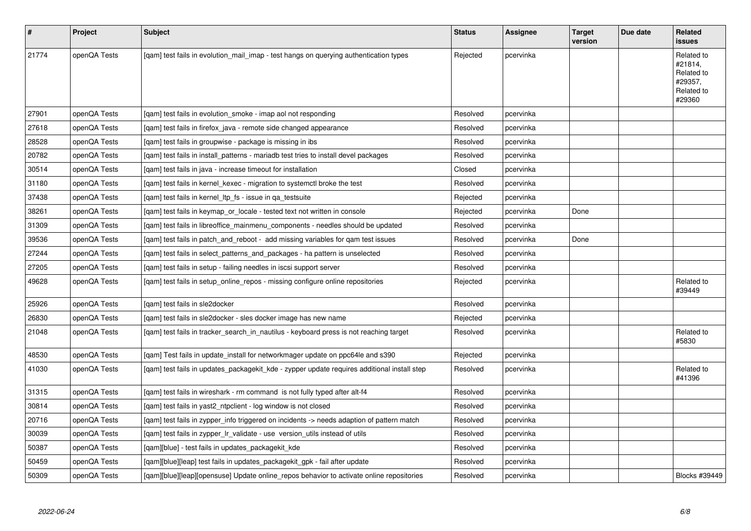| # | Project | Subject | Status | Assignee | Target version | Due date | Related issues |
|---|---|---|---|---|---|---|---|
| 21774 | openQA Tests | [qam] test fails in evolution_mail_imap - test hangs on querying authentication types | Rejected | pcervinka | | | Related to #21814, Related to #29357, Related to #29360 |
| 27901 | openQA Tests | [qam] test fails in evolution_smoke - imap aol not responding | Resolved | pcervinka | | | |
| 27618 | openQA Tests | [qam] test fails in firefox_java - remote side changed appearance | Resolved | pcervinka | | | |
| 28528 | openQA Tests | [qam] test fails in groupwise - package is missing in ibs | Resolved | pcervinka | | | |
| 20782 | openQA Tests | [qam] test fails in install_patterns - mariadb test tries to install devel packages | Resolved | pcervinka | | | |
| 30514 | openQA Tests | [qam] test fails in java - increase timeout for installation | Closed | pcervinka | | | |
| 31180 | openQA Tests | [qam] test fails in kernel_kexec - migration to systemctl broke the test | Resolved | pcervinka | | | |
| 37438 | openQA Tests | [qam] test fails in kernel_ltp_fs - issue in qa_testsuite | Rejected | pcervinka | | | |
| 38261 | openQA Tests | [qam] test fails in keymap_or_locale - tested text not written in console | Rejected | pcervinka | Done | | |
| 31309 | openQA Tests | [qam] test fails in libreoffice_mainmenu_components - needles should be updated | Resolved | pcervinka | | | |
| 39536 | openQA Tests | [qam] test fails in patch_and_reboot - add missing variables for qam test issues | Resolved | pcervinka | Done | | |
| 27244 | openQA Tests | [qam] test fails in select_patterns_and_packages - ha pattern is unselected | Resolved | pcervinka | | | |
| 27205 | openQA Tests | [qam] test fails in setup - failing needles in iscsi support server | Resolved | pcervinka | | | |
| 49628 | openQA Tests | [qam] test fails in setup_online_repos - missing configure online repositories | Rejected | pcervinka | | | Related to #39449 |
| 25926 | openQA Tests | [qam] test fails in sle2docker | Resolved | pcervinka | | | |
| 26830 | openQA Tests | [qam] test fails in sle2docker - sles docker image has new name | Rejected | pcervinka | | | |
| 21048 | openQA Tests | [qam] test fails in tracker_search_in_nautilus - keyboard press is not reaching target | Resolved | pcervinka | | | Related to #5830 |
| 48530 | openQA Tests | [qam] Test fails in update_install for networkmager update on ppc64le and s390 | Rejected | pcervinka | | | |
| 41030 | openQA Tests | [qam] test fails in updates_packagekit_kde - zypper update requires additional install step | Resolved | pcervinka | | | Related to #41396 |
| 31315 | openQA Tests | [qam] test fails in wireshark - rm command is not fully typed after alt-f4 | Resolved | pcervinka | | | |
| 30814 | openQA Tests | [qam] test fails in yast2_ntpclient - log window is not closed | Resolved | pcervinka | | | |
| 20716 | openQA Tests | [qam] test fails in zypper_info triggered on incidents -> needs adaption of pattern match | Resolved | pcervinka | | | |
| 30039 | openQA Tests | [qam] test fails in zypper_lr_validate - use version_utils instead of utils | Resolved | pcervinka | | | |
| 50387 | openQA Tests | [qam][blue] - test fails in updates_packagekit_kde | Resolved | pcervinka | | | |
| 50459 | openQA Tests | [qam][blue][leap] test fails in updates_packagekit_gpk - fail after update | Resolved | pcervinka | | | |
| 50309 | openQA Tests | [qam][blue][leap][opensuse] Update online_repos behavior to activate online repositories | Resolved | pcervinka | | | Blocks #39449 |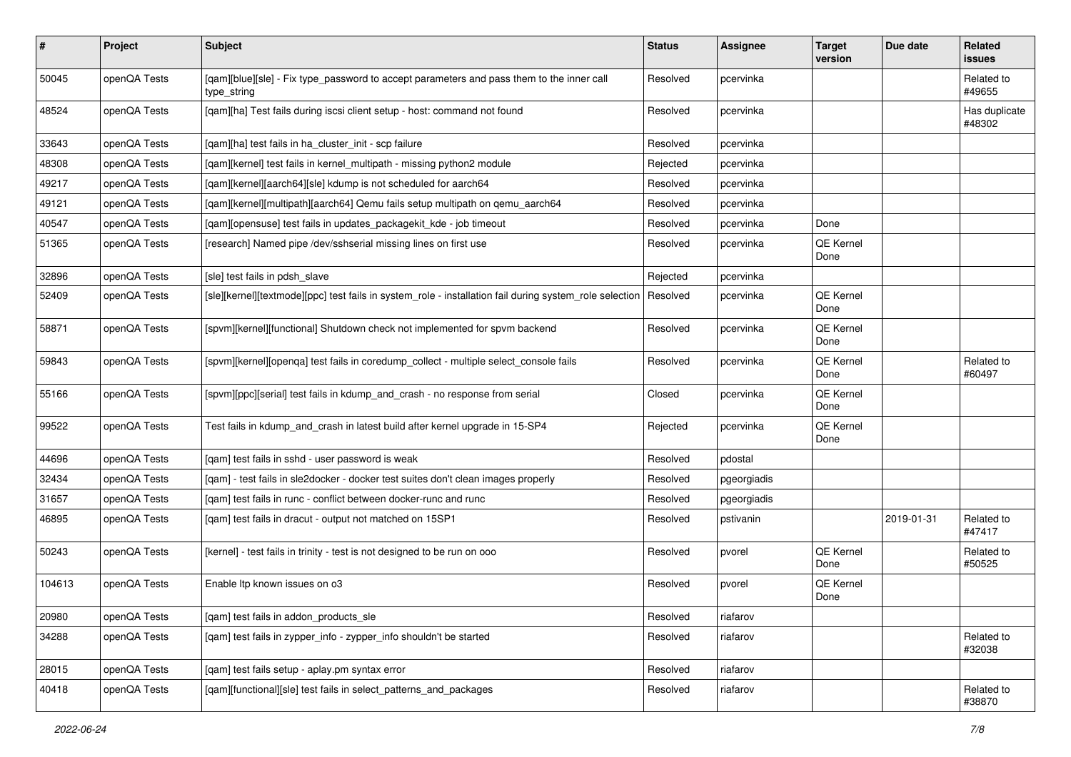| # | Project | Subject | Status | Assignee | Target version | Due date | Related issues |
|---|---|---|---|---|---|---|---|
| 50045 | openQA Tests | [qam][blue][sle] - Fix type_password to accept parameters and pass them to the inner call type_string | Resolved | pcervinka | | | Related to #49655 |
| 48524 | openQA Tests | [qam][ha] Test fails during iscsi client setup - host: command not found | Resolved | pcervinka | | | Has duplicate #48302 |
| 33643 | openQA Tests | [qam][ha] test fails in ha_cluster_init - scp failure | Resolved | pcervinka | | | |
| 48308 | openQA Tests | [qam][kernel] test fails in kernel_multipath - missing python2 module | Rejected | pcervinka | | | |
| 49217 | openQA Tests | [qam][kernel][aarch64][sle] kdump is not scheduled for aarch64 | Resolved | pcervinka | | | |
| 49121 | openQA Tests | [qam][kernel][multipath][aarch64] Qemu fails setup multipath on qemu_aarch64 | Resolved | pcervinka | | | |
| 40547 | openQA Tests | [qam][opensuse] test fails in updates_packagekit_kde - job timeout | Resolved | pcervinka | Done | | |
| 51365 | openQA Tests | [research] Named pipe /dev/sshserial missing lines on first use | Resolved | pcervinka | QE Kernel Done | | |
| 32896 | openQA Tests | [sle] test fails in pdsh_slave | Rejected | pcervinka | | | |
| 52409 | openQA Tests | [sle][kernel][textmode][ppc] test fails in system_role - installation fail during system_role selection | Resolved | pcervinka | QE Kernel Done | | |
| 58871 | openQA Tests | [spvm][kernel][functional] Shutdown check not implemented for spvm backend | Resolved | pcervinka | QE Kernel Done | | |
| 59843 | openQA Tests | [spvm][kernel][openqa] test fails in coredump_collect - multiple select_console fails | Resolved | pcervinka | QE Kernel Done | | Related to #60497 |
| 55166 | openQA Tests | [spvm][ppc][serial] test fails in kdump_and_crash - no response from serial | Closed | pcervinka | QE Kernel Done | | |
| 99522 | openQA Tests | Test fails in kdump_and_crash in latest build after kernel upgrade in 15-SP4 | Rejected | pcervinka | QE Kernel Done | | |
| 44696 | openQA Tests | [qam] test fails in sshd - user password is weak | Resolved | pdostal | | | |
| 32434 | openQA Tests | [qam] - test fails in sle2docker - docker test suites don't clean images properly | Resolved | pgeorgiadis | | | |
| 31657 | openQA Tests | [qam] test fails in runc - conflict between docker-runc and runc | Resolved | pgeorgiadis | | | |
| 46895 | openQA Tests | [qam] test fails in dracut - output not matched on 15SP1 | Resolved | pstivanin | | 2019-01-31 | Related to #47417 |
| 50243 | openQA Tests | [kernel] - test fails in trinity - test is not designed to be run on ooo | Resolved | pvorel | QE Kernel Done | | Related to #50525 |
| 104613 | openQA Tests | Enable ltp known issues on o3 | Resolved | pvorel | QE Kernel Done | | |
| 20980 | openQA Tests | [qam] test fails in addon_products_sle | Resolved | riafarov | | | |
| 34288 | openQA Tests | [qam] test fails in zypper_info - zypper_info shouldn't be started | Resolved | riafarov | | | Related to #32038 |
| 28015 | openQA Tests | [qam] test fails setup - aplay.pm syntax error | Resolved | riafarov | | | |
| 40418 | openQA Tests | [qam][functional][sle] test fails in select_patterns_and_packages | Resolved | riafarov | | | Related to #38870 |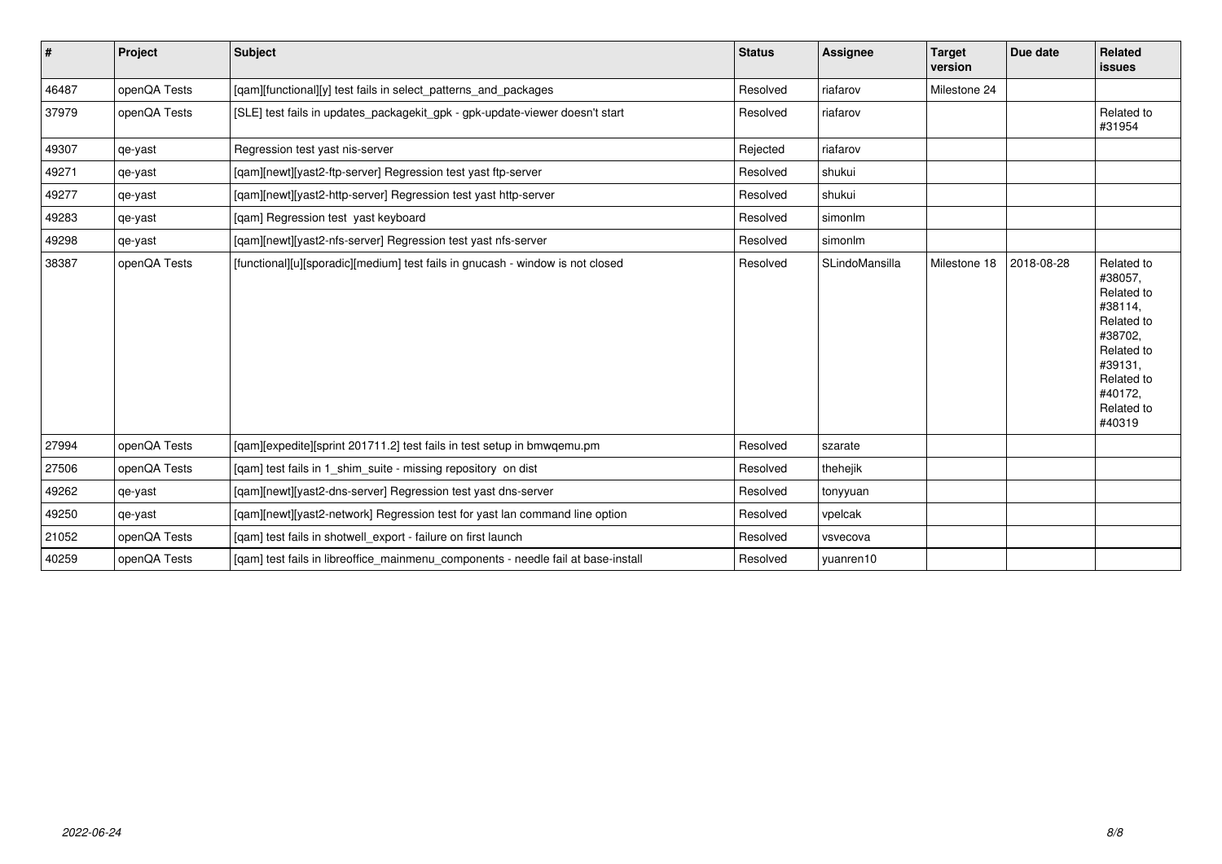| # | Project | Subject | Status | Assignee | Target version | Due date | Related issues |
|---|---|---|---|---|---|---|---|
| 46487 | openQA Tests | [qam][functional][y] test fails in select_patterns_and_packages | Resolved | riafarov | Milestone 24 | | |
| 37979 | openQA Tests | [SLE] test fails in updates_packagekit_gpk - gpk-update-viewer doesn't start | Resolved | riafarov | | | Related to #31954 |
| 49307 | qe-yast | Regression test yast nis-server | Rejected | riafarov | | | |
| 49271 | qe-yast | [qam][newt][yast2-ftp-server] Regression test yast ftp-server | Resolved | shukui | | | |
| 49277 | qe-yast | [qam][newt][yast2-http-server] Regression test yast http-server | Resolved | shukui | | | |
| 49283 | qe-yast | [qam] Regression test yast keyboard | Resolved | simonlm | | | |
| 49298 | qe-yast | [qam][newt][yast2-nfs-server] Regression test yast nfs-server | Resolved | simonlm | | | |
| 38387 | openQA Tests | [functional][u][sporadic][medium] test fails in gnucash - window is not closed | Resolved | SLindoMansilla | Milestone 18 | 2018-08-28 | Related to #38057, Related to #38114, Related to #38702, Related to #39131, Related to #40172, Related to #40319 |
| 27994 | openQA Tests | [qam][expedite][sprint 201711.2] test fails in test setup in bmwqemu.pm | Resolved | szarate | | | |
| 27506 | openQA Tests | [qam] test fails in 1_shim_suite - missing repository on dist | Resolved | thehejik | | | |
| 49262 | qe-yast | [qam][newt][yast2-dns-server] Regression test yast dns-server | Resolved | tonyyuan | | | |
| 49250 | qe-yast | [qam][newt][yast2-network] Regression test for yast lan command line option | Resolved | vpelcak | | | |
| 21052 | openQA Tests | [qam] test fails in shotwell_export - failure on first launch | Resolved | vsvecova | | | |
| 40259 | openQA Tests | [qam] test fails in libreoffice_mainmenu_components - needle fail at base-install | Resolved | yuanren10 | | | |